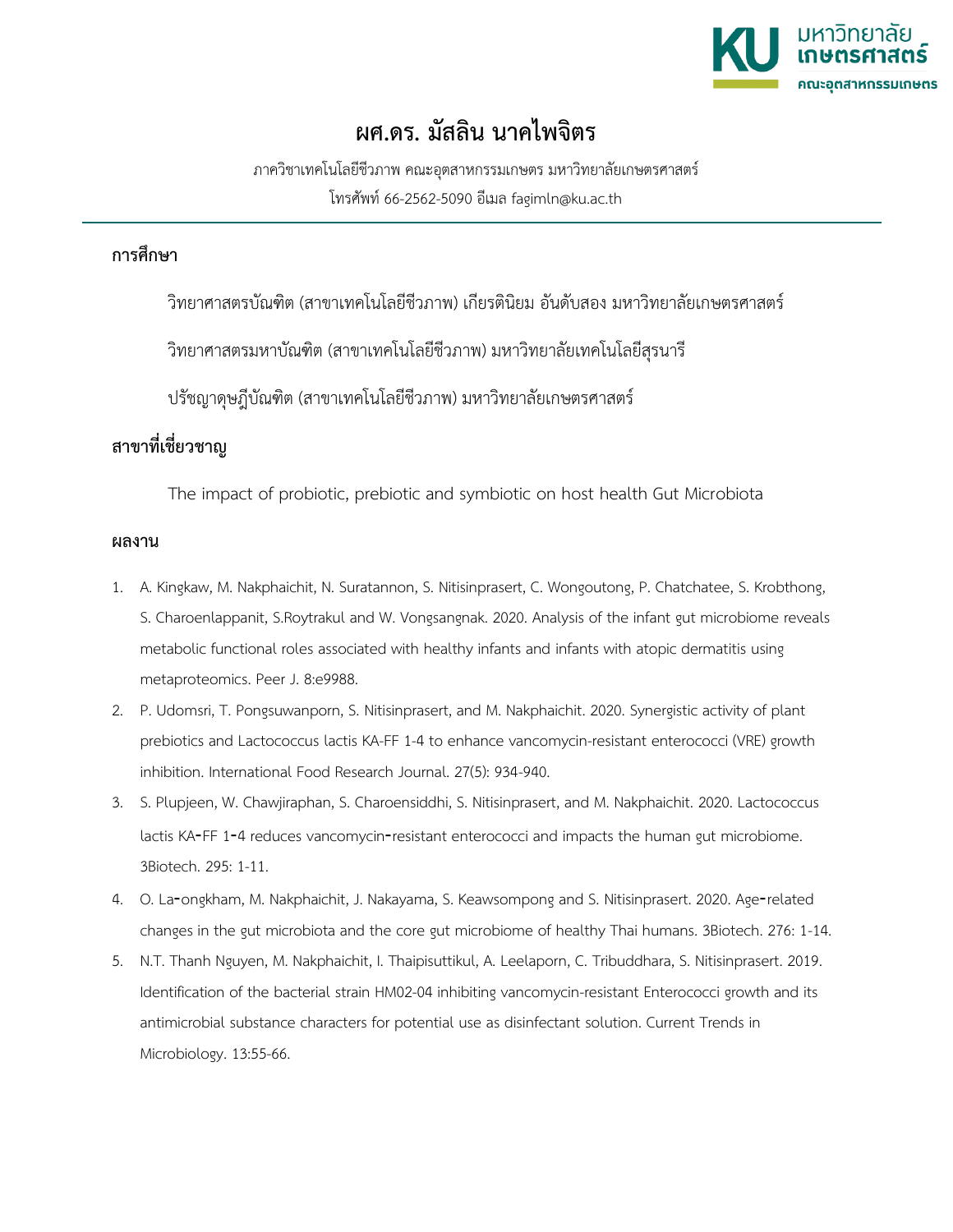# ผศ.ดร. มัสลิน นาคไพจิตร

ภาควิชาเทคโนโลยีชีวภาพ คณะอุตสาหกรรมเกษตร มหาวิทยาลัยเกษตรศาสตร์

โทรศัพท์ 66-2562-5090 อีเมล fagimln@ku.ac.th

---

## การศึกษา

วิทยาศาสตรบัณฑิต (สาขาเทคโนโลยีชีวภาพ) เกียรตินิยม อันดับสอง มหาวิทยาลัยเกษตรศาสตร์

วิทยาศาสตรมหาบัณฑิต (สาขาเทคโนโลยีชีวภาพ) มหาวิทยาลัยเทคโนโลยีสุรนารี

ปรัชญาดุษฎีบัณฑิต (สาขาเทคโนโลยีชีวภาพ) มหาวิทยาลัยเกษตรศาสตร์

## สาขาที่เชี่ยวชาญ

The impact of probiotic, prebiotic and symbiotic on host health Gut Microbiota

## ผลงาน

1. A. Kingkaw, M. Nakphaichit, N. Suratannon, S. Nitisinprasert, C. Wongoutong, P. Chatchatee, S. Krobthong, S. Charoenlappanit, S.Roytrakul and W. Vongsangnak. 2020. Analysis of the infant gut microbiome reveals metabolic functional roles associated with healthy infants and infants with atopic dermatitis using metaproteomics. Peer J. 8:e9988.
2. P. Udomsri, T. Pongsuwanporn, S. Nitisinprasert, and M. Nakphaichit. 2020. Synergistic activity of plant prebiotics and Lactococcus lactis KA-FF 1-4 to enhance vancomycin-resistant enterococci (VRE) growth inhibition. International Food Research Journal. 27(5): 934-940.
3. S. Plupjeen, W. Chawjiraphan, S. Charoensiddhi, S. Nitisinprasert, and M. Nakphaichit. 2020. Lactococcus lactis KA-FF 1-4 reduces vancomycin-resistant enterococci and impacts the human gut microbiome. 3Biotech. 295: 1-11.
4. O. La-ongkham, M. Nakphaichit, J. Nakayama, S. Keawsompong and S. Nitisinprasert. 2020. Age-related changes in the gut microbiota and the core gut microbiome of healthy Thai humans. 3Biotech. 276: 1-14.
5. N.T. Thanh Nguyen, M. Nakphaichit, I. Thaipisuttikul, A. Leelaporn, C. Tribuddhara, S. Nitisinprasert. 2019. Identification of the bacterial strain HM02-04 inhibiting vancomycin-resistant Enterococci growth and its antimicrobial substance characters for potential use as disinfectant solution. Current Trends in Microbiology. 13:55-66.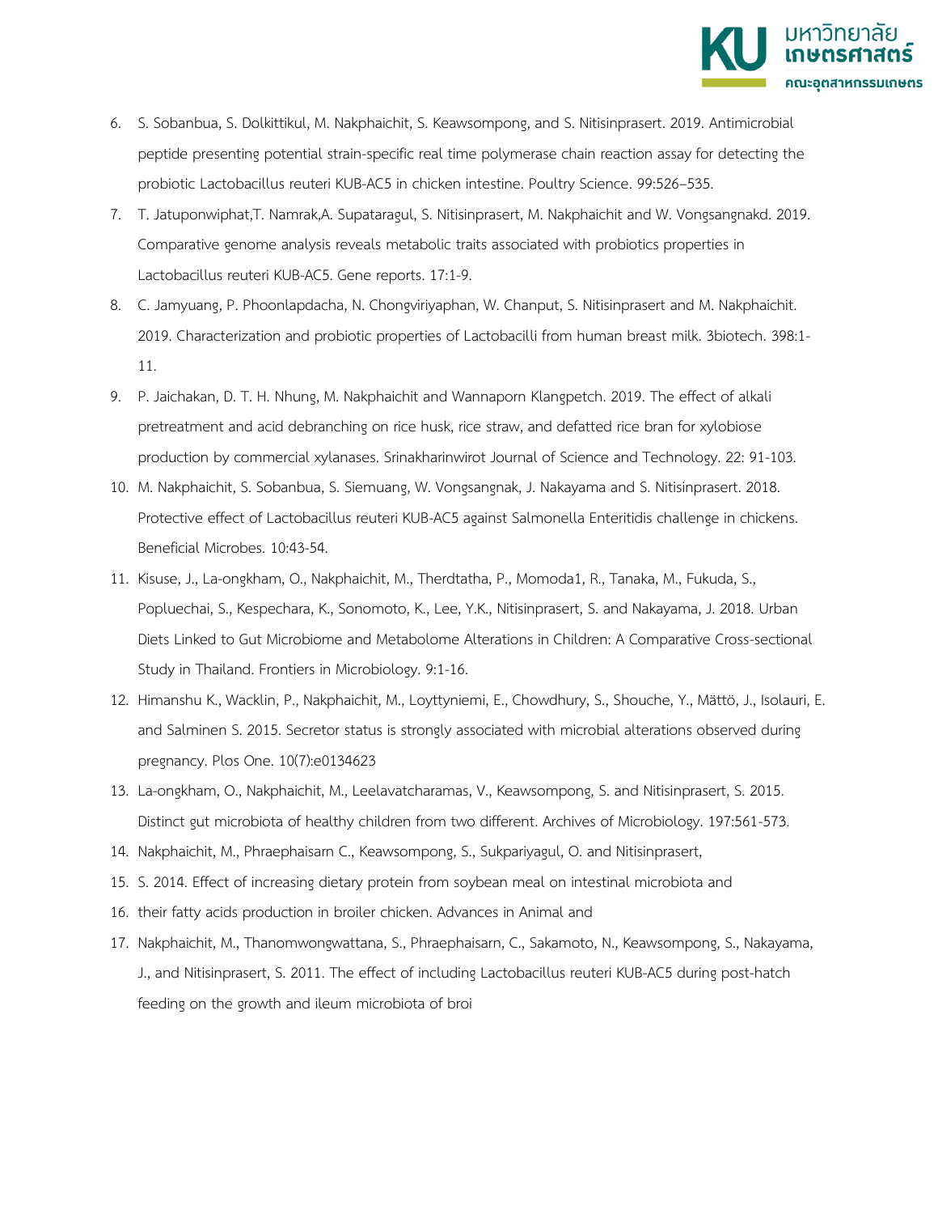6. S. Sobanbua, S. Dolkittikul, M. Nakphaichit, S. Keawsompong, and S. Nitisinprasert. 2019. Antimicrobial peptide presenting potential strain-specific real time polymerase chain reaction assay for detecting the probiotic Lactobacillus reuteri KUB-AC5 in chicken intestine. Poultry Science. 99:526–535.
7. T. Jatuponwiphat,T. Namrak,A. Supataragul, S. Nitisinprasert, M. Nakphaichit and W. Vongsangnakd. 2019. Comparative genome analysis reveals metabolic traits associated with probiotics properties in Lactobacillus reuteri KUB-AC5. Gene reports. 17:1-9.
8. C. Jamyuang, P. Phoonlapdacha, N. Chongviriyaphan, W. Chanput, S. Nitisinprasert and M. Nakphaichit. 2019. Characterization and probiotic properties of Lactobacilli from human breast milk. 3biotech. 398:1-11.
9. P. Jaichakan, D. T. H. Nhung, M. Nakphaichit and Wannaporn Klangpetch. 2019. The effect of alkali pretreatment and acid debranching on rice husk, rice straw, and defatted rice bran for xylobiose production by commercial xylanases. Srinakharinwirot Journal of Science and Technology. 22: 91-103.
10. M. Nakphaichit, S. Sobanbua, S. Siemuang, W. Vongsangnak, J. Nakayama and S. Nitisinprasert. 2018. Protective effect of Lactobacillus reuteri KUB-AC5 against Salmonella Enteritidis challenge in chickens. Beneficial Microbes. 10:43-54.
11. Kisuse, J., La-ongkham, O., Nakphaichit, M., Therdtatha, P., Momoda1, R., Tanaka, M., Fukuda, S., Popluechai, S., Kespechara, K., Sonomoto, K., Lee, Y.K., Nitisinprasert, S. and Nakayama, J. 2018. Urban Diets Linked to Gut Microbiome and Metabolome Alterations in Children: A Comparative Cross-sectional Study in Thailand. Frontiers in Microbiology. 9:1-16.
12. Himanshu K., Wacklin, P., Nakphaichit, M., Loyttyniemi, E., Chowdhury, S., Shouche, Y., Mättö, J., Isolauri, E. and Salminen S. 2015. Secretor status is strongly associated with microbial alterations observed during pregnancy. Plos One. 10(7):e0134623
13. La-ongkham, O., Nakphaichit, M., Leelavatcharamas, V., Keawsompong, S. and Nitisinprasert, S. 2015. Distinct gut microbiota of healthy children from two different. Archives of Microbiology. 197:561-573.
14. Nakphaichit, M., Phraephaisarn C., Keawsompong, S., Sukpariyagul, O. and Nitisinprasert,
15. S. 2014. Effect of increasing dietary protein from soybean meal on intestinal microbiota and
16. their fatty acids production in broiler chicken. Advances in Animal and
17. Nakphaichit, M., Thanomwongwattana, S., Phraephaisarn, C., Sakamoto, N., Keawsompong, S., Nakayama, J., and Nitisinprasert, S. 2011. The effect of including Lactobacillus reuteri KUB-AC5 during post-hatch feeding on the growth and ileum microbiota of broi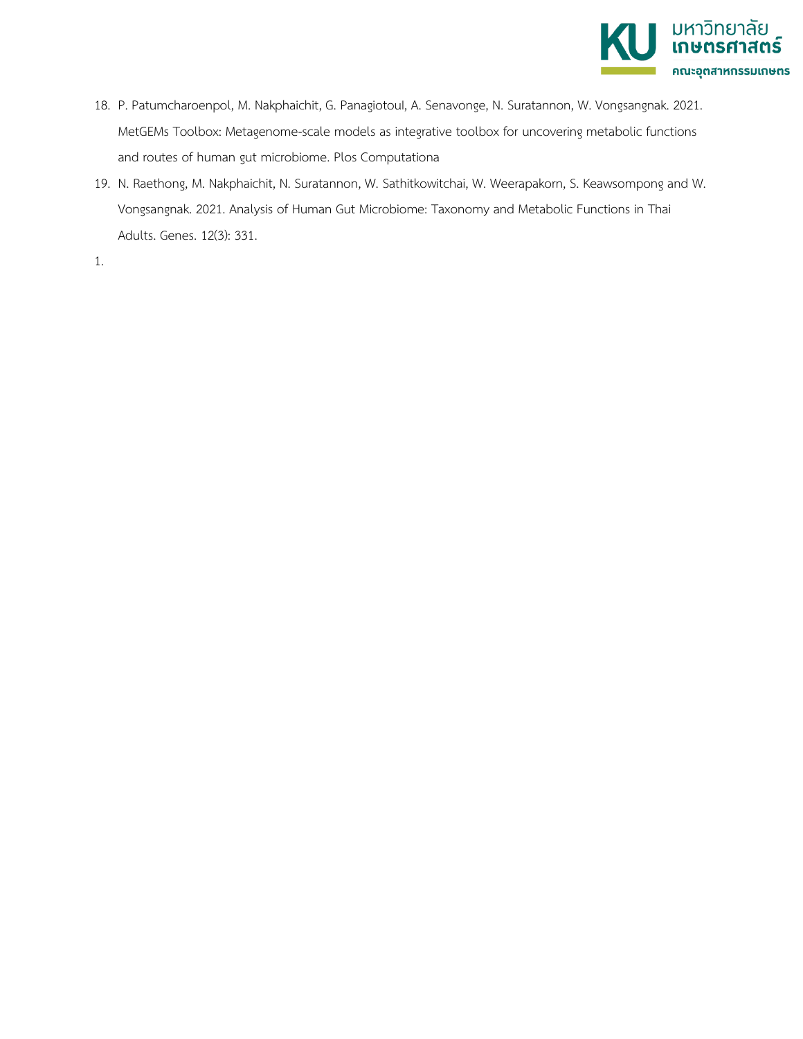18. P. Patumcharoenpol, M. Nakphaichit, G. Panagiotoul, A. Senavonge, N. Suratannon, W. Vongsangnak. 2021. MetGEMs Toolbox: Metagenome-scale models as integrative toolbox for uncovering metabolic functions and routes of human gut microbiome. Plos Computationa
19. N. Raethong, M. Nakphaichit, N. Suratannon, W. Sathitkowitchai, W. Weerapakorn, S. Keawsompong and W. Vongsangnak. 2021. Analysis of Human Gut Microbiome: Taxonomy and Metabolic Functions in Thai Adults. Genes. 12(3): 331.

1.